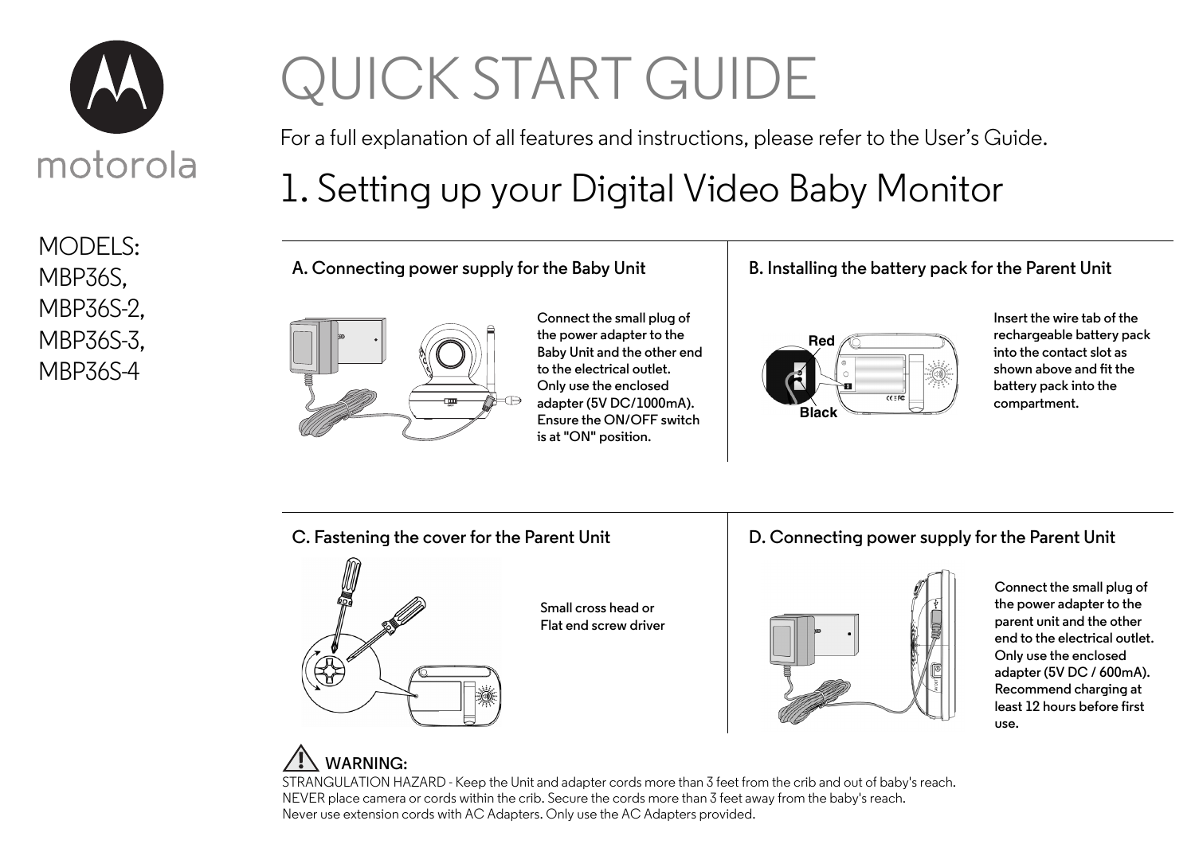motorola

MODELS:
MBP36S,
MBP36S-2,
MBP36S-3,
MBP36S-4

# QUICK START GUIDE

For a full explanation of all features and instructions, please refer to the User's Guide.

## 1. Setting up your Digital Video Baby Monitor

### A. Connecting power supply for the Baby Unit

Connect the small plug of the power adapter to the Baby Unit and the other end to the electrical outlet. Only use the enclosed adapter (5V DC/1000mA). Ensure the ON/OFF switch is at "ON" position.

### B. Installing the battery pack for the Parent Unit

Red

Black

Insert the wire tab of the rechargeable battery pack into the contact slot as shown above and fit the battery pack into the compartment.

### C. Fastening the cover for the Parent Unit

Small cross head or Flat end screw driver

### D. Connecting power supply for the Parent Unit

Connect the small plug of the power adapter to the parent unit and the other end to the electrical outlet. Only use the enclosed adapter (5V DC / 600mA). Recommend charging at least 12 hours before first use.

**WARNING:**

STRANGULATION HAZARD - Keep the Unit and adapter cords more than 3 feet from the crib and out of baby's reach.
NEVER place camera or cords within the crib. Secure the cords more than 3 feet away from the baby's reach.
Never use extension cords with AC Adapters. Only use the AC Adapters provided.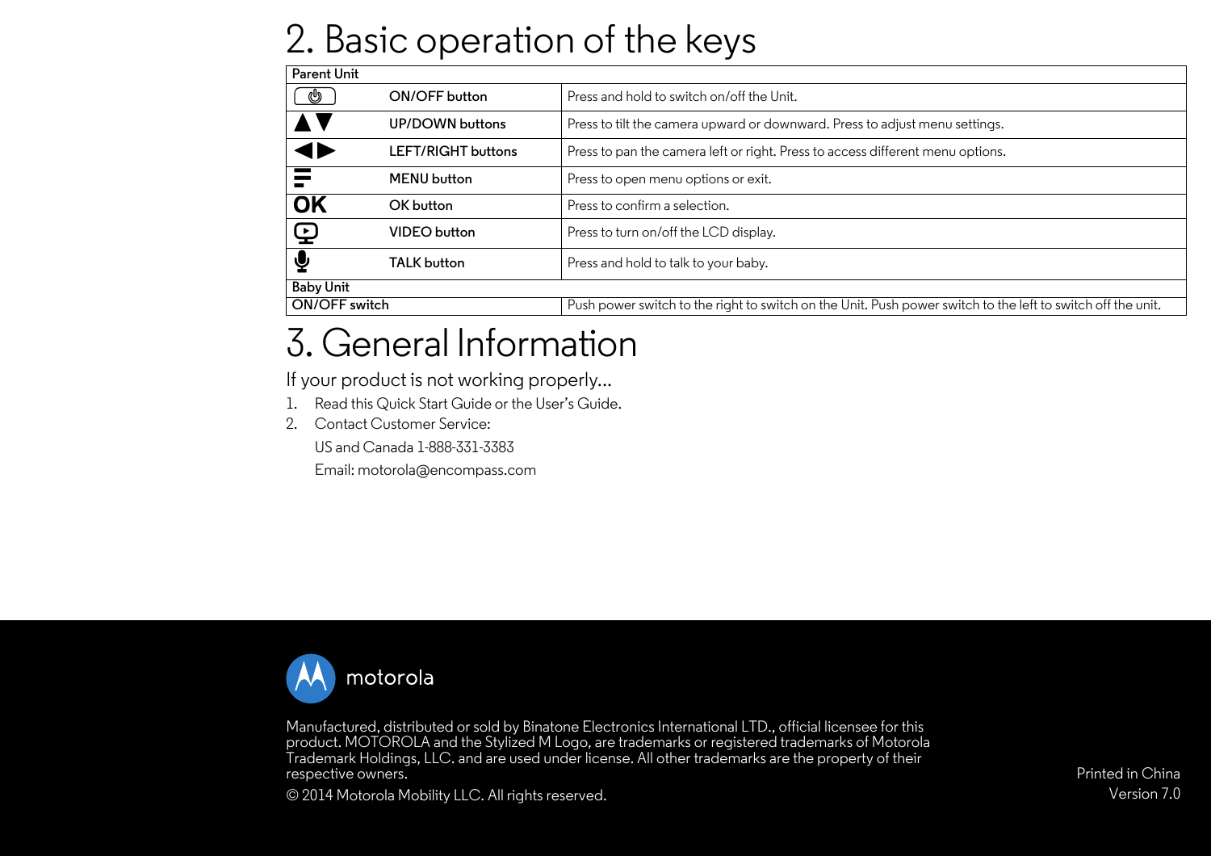# 2. Basic operation of the keys

| | | |
|---|---|---|
| **Parent Unit** | | |
| ⏻ | **ON/OFF button** | Press and hold to switch on/off the Unit. |
| ▲▼ | **UP/DOWN buttons** | Press to tilt the camera upward or downward. Press to adjust menu settings. |
| ◀▶ | **LEFT/RIGHT buttons** | Press to pan the camera left or right. Press to access different menu options. |
| ☰ | **MENU button** | Press to open menu options or exit. |
| **OK** | **OK button** | Press to confirm a selection. |
| 📺 | **VIDEO button** | Press to turn on/off the LCD display. |
| 🎙 | **TALK button** | Press and hold to talk to your baby. |
| **Baby Unit** | | |
| **ON/OFF switch** | | Push power switch to the right to switch on the Unit. Push power switch to the left to switch off the unit. |

# 3. General Information

If your product is not working properly...

1. Read this Quick Start Guide or the User's Guide.
2. Contact Customer Service:

   US and Canada 1-888-331-3383

   Email: motorola@encompass.com

motorola

Manufactured, distributed or sold by Binatone Electronics International LTD., official licensee for this product. MOTOROLA and the Stylized M Logo, are trademarks or registered trademarks of Motorola Trademark Holdings, LLC. and are used under license. All other trademarks are the property of their respective owners.

© 2014 Motorola Mobility LLC. All rights reserved.

Printed in China

Version 7.0